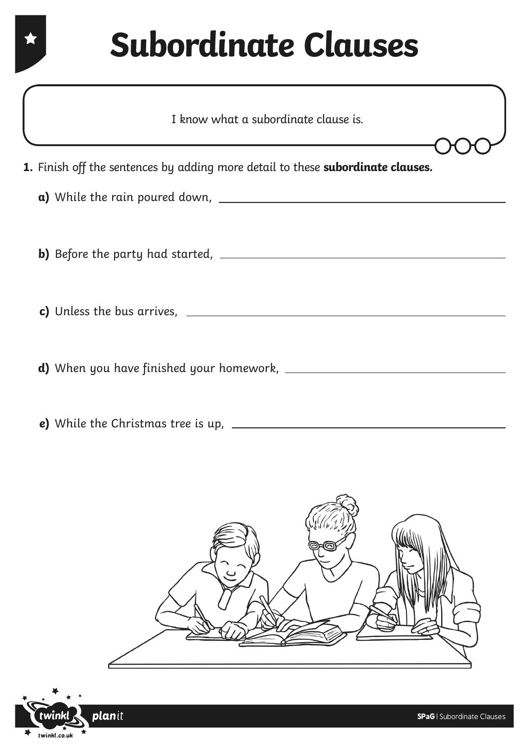# Subordinate Clauses

I know what a subordinate clause is.

**1.** Finish off the sentences by adding more detail to these **subordinate clauses.**

**a)** While the rain poured down, ______________________________

**b)** Before the party had started, ______________________________

**c)** Unless the bus arrives, ______________________________

**d)** When you have finished your homework, ______________________________

**e)** While the Christmas tree is up, ______________________________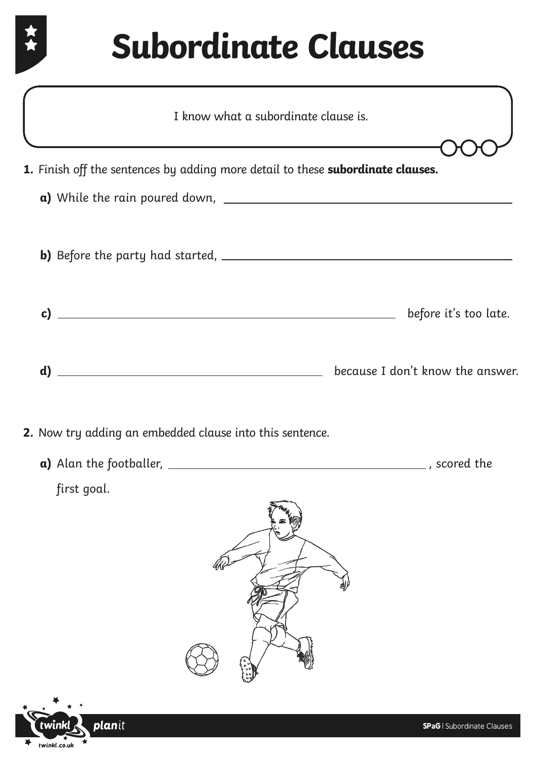# Subordinate Clauses

I know what a subordinate clause is.

**1.** Finish off the sentences by adding more detail to these **subordinate clauses.**

**a)** While the rain poured down, ______________________________

**b)** Before the party had started, ______________________________

**c)** ______________________________ before it's too late.

**d)** ______________________________ because I don't know the answer.

**2.** Now try adding an embedded clause into this sentence.

**a)** Alan the footballer, ______________________________ , scored the first goal.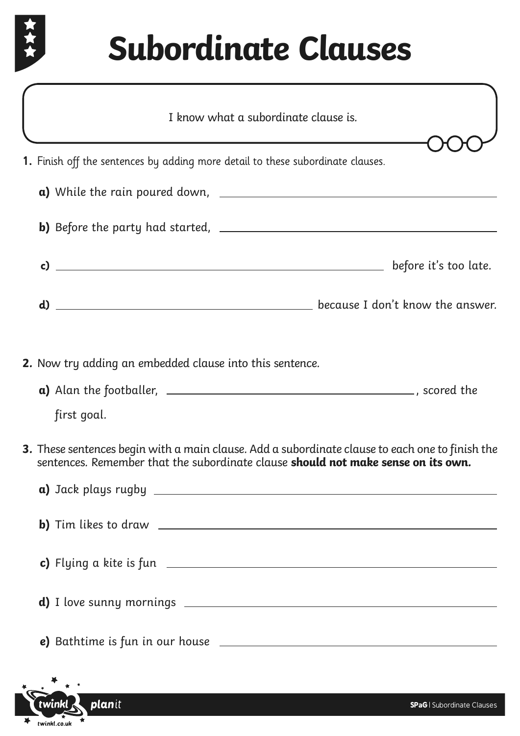# Subordinate Clauses

I know what a subordinate clause is.

**1.** Finish off the sentences by adding more detail to these subordinate clauses.

**a)** While the rain poured down, ______________________________

**b)** Before the party had started, ______________________________

**c)** ______________________________ before it's too late.

**d)** ______________________________ because I don't know the answer.

**2.** Now try adding an embedded clause into this sentence.

**a)** Alan the footballer, ______________________________, scored the first goal.

**3.** These sentences begin with a main clause. Add a subordinate clause to each one to finish the sentences. Remember that the subordinate clause **should not make sense on its own.**

**a)** Jack plays rugby ______________________________

**b)** Tim likes to draw ______________________________

**c)** Flying a kite is fun ______________________________

**d)** I love sunny mornings ______________________________

**e)** Bathtime is fun in our house ______________________________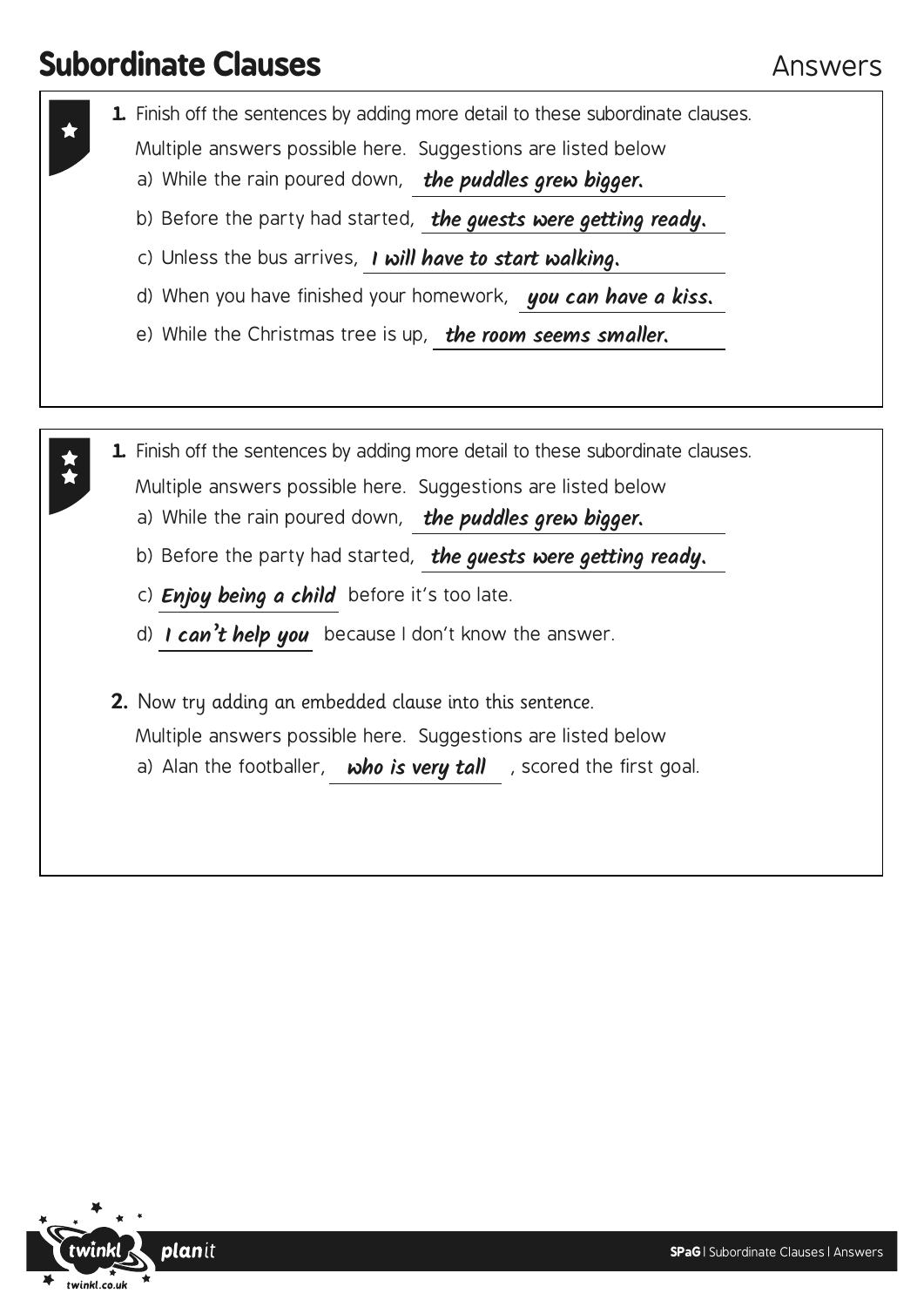# Subordinate Clauses

Answers

★

**1.** Finish off the sentences by adding more detail to these subordinate clauses.

Multiple answers possible here. Suggestions are listed below

a) While the rain poured down, ***the puddles grew bigger.***

b) Before the party had started, ***the guests were getting ready.***

c) Unless the bus arrives, ***I will have to start walking.***

d) When you have finished your homework, ***you can have a kiss.***

e) While the Christmas tree is up, ***the room seems smaller.***

★★

**1.** Finish off the sentences by adding more detail to these subordinate clauses.

Multiple answers possible here. Suggestions are listed below

a) While the rain poured down, ***the puddles grew bigger.***

b) Before the party had started, ***the guests were getting ready.***

c) ***Enjoy being a child*** before it's too late.

d) ***I can't help you*** because I don't know the answer.

**2.** Now try adding an embedded clause into this sentence.

Multiple answers possible here. Suggestions are listed below

a) Alan the footballer, ***who is very tall*** , scored the first goal.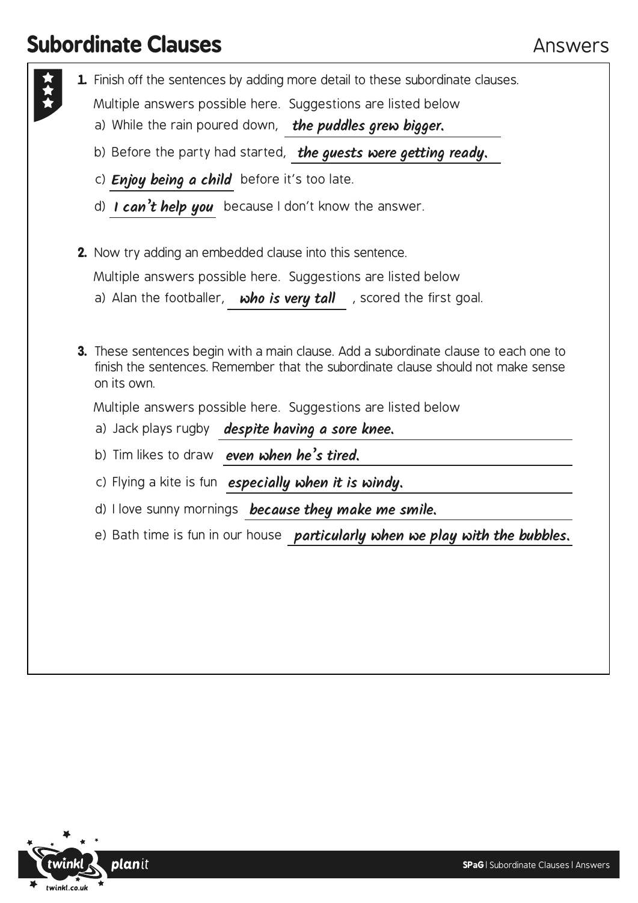# Subordinate Clauses

Answers

1. Finish off the sentences by adding more detail to these subordinate clauses.

   Multiple answers possible here. Suggestions are listed below

   a) While the rain poured down, ***the puddles grew bigger.***

   b) Before the party had started, ***the guests were getting ready.***

   c) ***Enjoy being a child*** before it's too late.

   d) ***I can't help you*** because I don't know the answer.

2. Now try adding an embedded clause into this sentence.

   Multiple answers possible here. Suggestions are listed below

   a) Alan the footballer, ***who is very tall*** , scored the first goal.

3. These sentences begin with a main clause. Add a subordinate clause to each one to finish the sentences. Remember that the subordinate clause should not make sense on its own.

   Multiple answers possible here. Suggestions are listed below

   a) Jack plays rugby ***despite having a sore knee.***

   b) Tim likes to draw ***even when he's tired.***

   c) Flying a kite is fun ***especially when it is windy.***

   d) I love sunny mornings ***because they make me smile.***

   e) Bath time is fun in our house ***particularly when we play with the bubbles.***